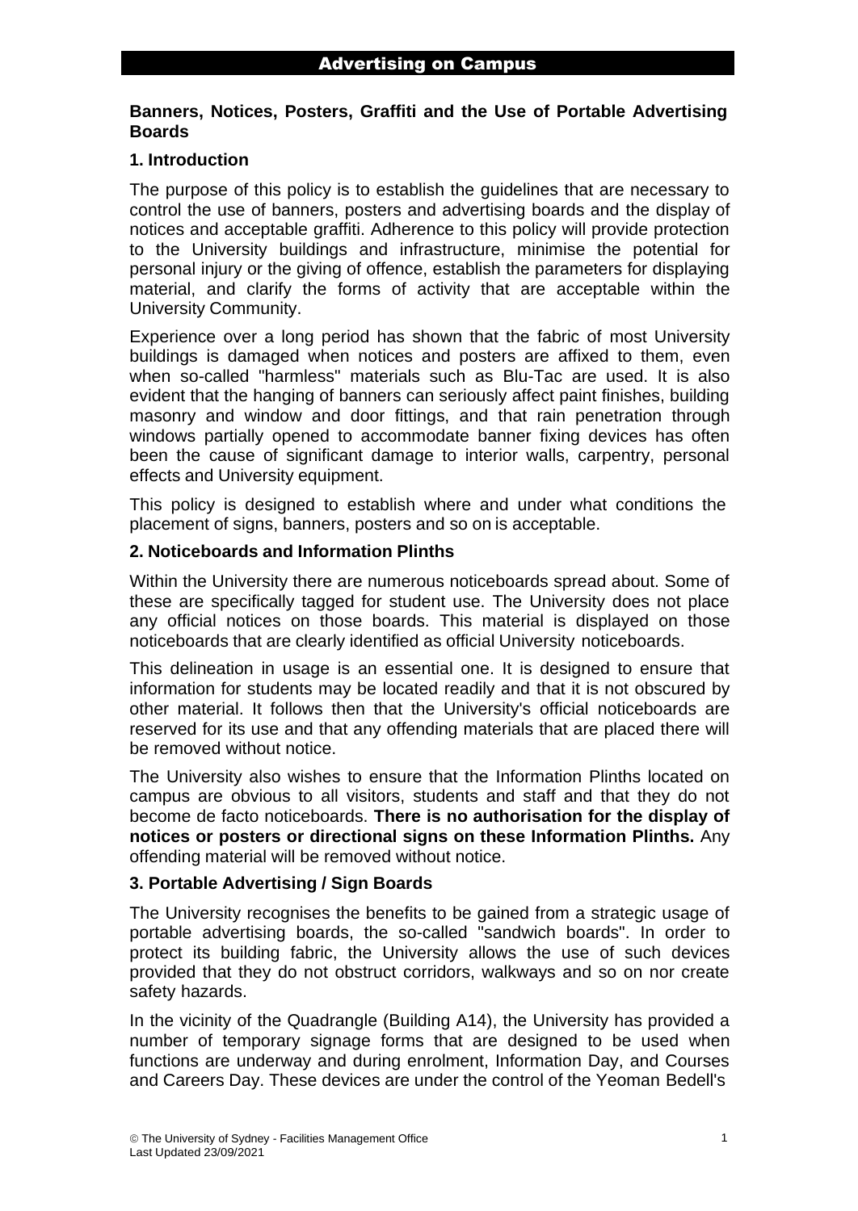# Advertising on Campus

## Banners, Notices, Posters, Graffiti and the Use of Portable Advertising Boards

### 1. Introduction

The purpose of this policy is to establish the guidelines that are necessary to control the use of banners, posters and advertising boards and the display of notices and acceptable graffiti. Adherence to this policy will provide protection to the University buildings and infrastructure, minimise the potential for personal injury or the giving of offence, establish the parameters for displaying material, and clarify the forms of activity that are acceptable within the University Community.

Experience over a long period has shown that the fabric of most University buildings is damaged when notices and posters are affixed to them, even when so-called "harmless" materials such as Blu-Tac are used. It is also evident that the hanging of banners can seriously affect paint finishes, building masonry and window and door fittings, and that rain penetration through windows partially opened to accommodate banner fixing devices has often been the cause of significant damage to interior walls, carpentry, personal effects and University equipment.

This policy is designed to establish where and under what conditions the placement of signs, banners, posters and so on is acceptable.

### 2. Noticeboards and Information Plinths

Within the University there are numerous noticeboards spread about. Some of these are specifically tagged for student use. The University does not place any official notices on those boards. This material is displayed on those noticeboards that are clearly identified as official University noticeboards.

This delineation in usage is an essential one. It is designed to ensure that information for students may be located readily and that it is not obscured by other material. It follows then that the University's official noticeboards are reserved for its use and that any offending materials that are placed there will be removed without notice.

The University also wishes to ensure that the Information Plinths located on campus are obvious to all visitors, students and staff and that they do not become de facto noticeboards. **There is no authorisation for the display of notices or posters or directional signs on these Information Plinths.** Any offending material will be removed without notice.

### 3. Portable Advertising / Sign Boards

The University recognises the benefits to be gained from a strategic usage of portable advertising boards, the so-called "sandwich boards". In order to protect its building fabric, the University allows the use of such devices provided that they do not obstruct corridors, walkways and so on nor create safety hazards.

In the vicinity of the Quadrangle (Building A14), the University has provided a number of temporary signage forms that are designed to be used when functions are underway and during enrolment, Information Day, and Courses and Careers Day. These devices are under the control of the Yeoman Bedell's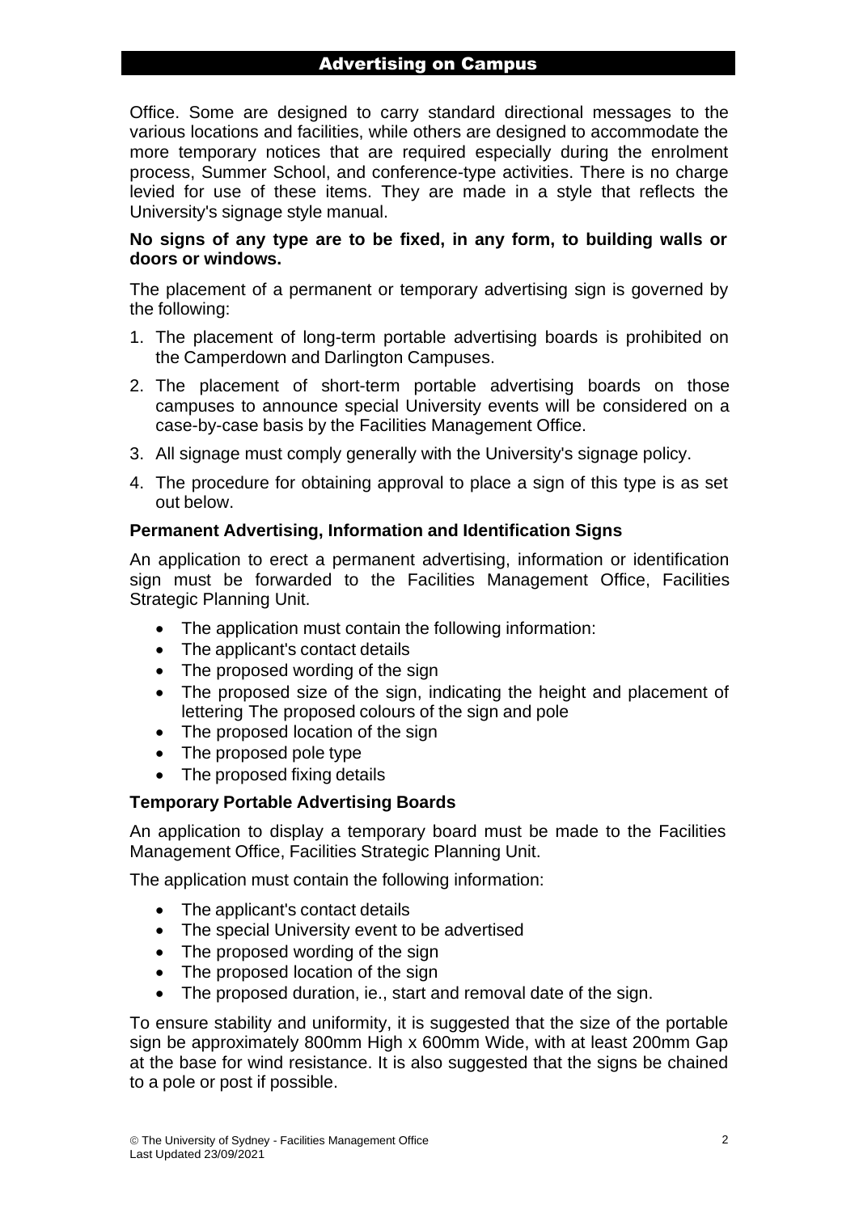Office. Some are designed to carry standard directional messages to the various locations and facilities, while others are designed to accommodate the more temporary notices that are required especially during the enrolment process, Summer School, and conference-type activities. There is no charge levied for use of these items. They are made in a style that reflects the University's signage style manual.

**No signs of any type are to be fixed, in any form, to building walls or doors or windows.**

The placement of a permanent or temporary advertising sign is governed by the following:

1. The placement of long-term portable advertising boards is prohibited on the Camperdown and Darlington Campuses.
2. The placement of short-term portable advertising boards on those campuses to announce special University events will be considered on a case-by-case basis by the Facilities Management Office.
3. All signage must comply generally with the University's signage policy.
4. The procedure for obtaining approval to place a sign of this type is as set out below.

### Permanent Advertising, Information and Identification Signs

An application to erect a permanent advertising, information or identification sign must be forwarded to the Facilities Management Office, Facilities Strategic Planning Unit.

- The application must contain the following information:
- The applicant's contact details
- The proposed wording of the sign
- The proposed size of the sign, indicating the height and placement of lettering The proposed colours of the sign and pole
- The proposed location of the sign
- The proposed pole type
- The proposed fixing details

### Temporary Portable Advertising Boards

An application to display a temporary board must be made to the Facilities Management Office, Facilities Strategic Planning Unit.

The application must contain the following information:

- The applicant's contact details
- The special University event to be advertised
- The proposed wording of the sign
- The proposed location of the sign
- The proposed duration, ie., start and removal date of the sign.

To ensure stability and uniformity, it is suggested that the size of the portable sign be approximately 800mm High x 600mm Wide, with at least 200mm Gap at the base for wind resistance. It is also suggested that the signs be chained to a pole or post if possible.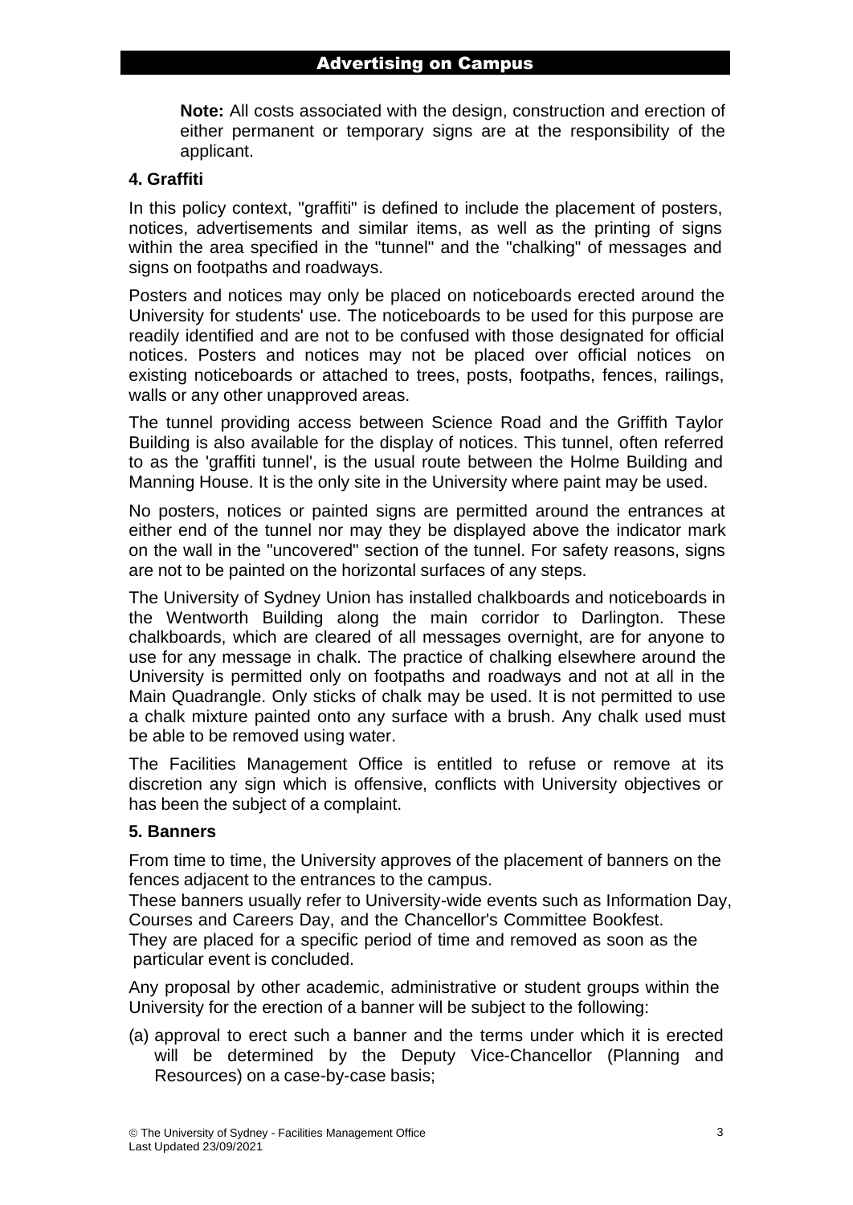**Note:** All costs associated with the design, construction and erection of either permanent or temporary signs are at the responsibility of the applicant.

## 4. Graffiti

In this policy context, "graffiti" is defined to include the placement of posters, notices, advertisements and similar items, as well as the printing of signs within the area specified in the "tunnel" and the "chalking" of messages and signs on footpaths and roadways.

Posters and notices may only be placed on noticeboards erected around the University for students' use. The noticeboards to be used for this purpose are readily identified and are not to be confused with those designated for official notices. Posters and notices may not be placed over official notices on existing noticeboards or attached to trees, posts, footpaths, fences, railings, walls or any other unapproved areas.

The tunnel providing access between Science Road and the Griffith Taylor Building is also available for the display of notices. This tunnel, often referred to as the 'graffiti tunnel', is the usual route between the Holme Building and Manning House. It is the only site in the University where paint may be used.

No posters, notices or painted signs are permitted around the entrances at either end of the tunnel nor may they be displayed above the indicator mark on the wall in the "uncovered" section of the tunnel. For safety reasons, signs are not to be painted on the horizontal surfaces of any steps.

The University of Sydney Union has installed chalkboards and noticeboards in the Wentworth Building along the main corridor to Darlington. These chalkboards, which are cleared of all messages overnight, are for anyone to use for any message in chalk. The practice of chalking elsewhere around the University is permitted only on footpaths and roadways and not at all in the Main Quadrangle. Only sticks of chalk may be used. It is not permitted to use a chalk mixture painted onto any surface with a brush. Any chalk used must be able to be removed using water.

The Facilities Management Office is entitled to refuse or remove at its discretion any sign which is offensive, conflicts with University objectives or has been the subject of a complaint.

## 5. Banners

From time to time, the University approves of the placement of banners on the fences adjacent to the entrances to the campus.
These banners usually refer to University-wide events such as Information Day, Courses and Careers Day, and the Chancellor's Committee Bookfest.
They are placed for a specific period of time and removed as soon as the particular event is concluded.

Any proposal by other academic, administrative or student groups within the University for the erection of a banner will be subject to the following:

(a) approval to erect such a banner and the terms under which it is erected will be determined by the Deputy Vice-Chancellor (Planning and Resources) on a case-by-case basis;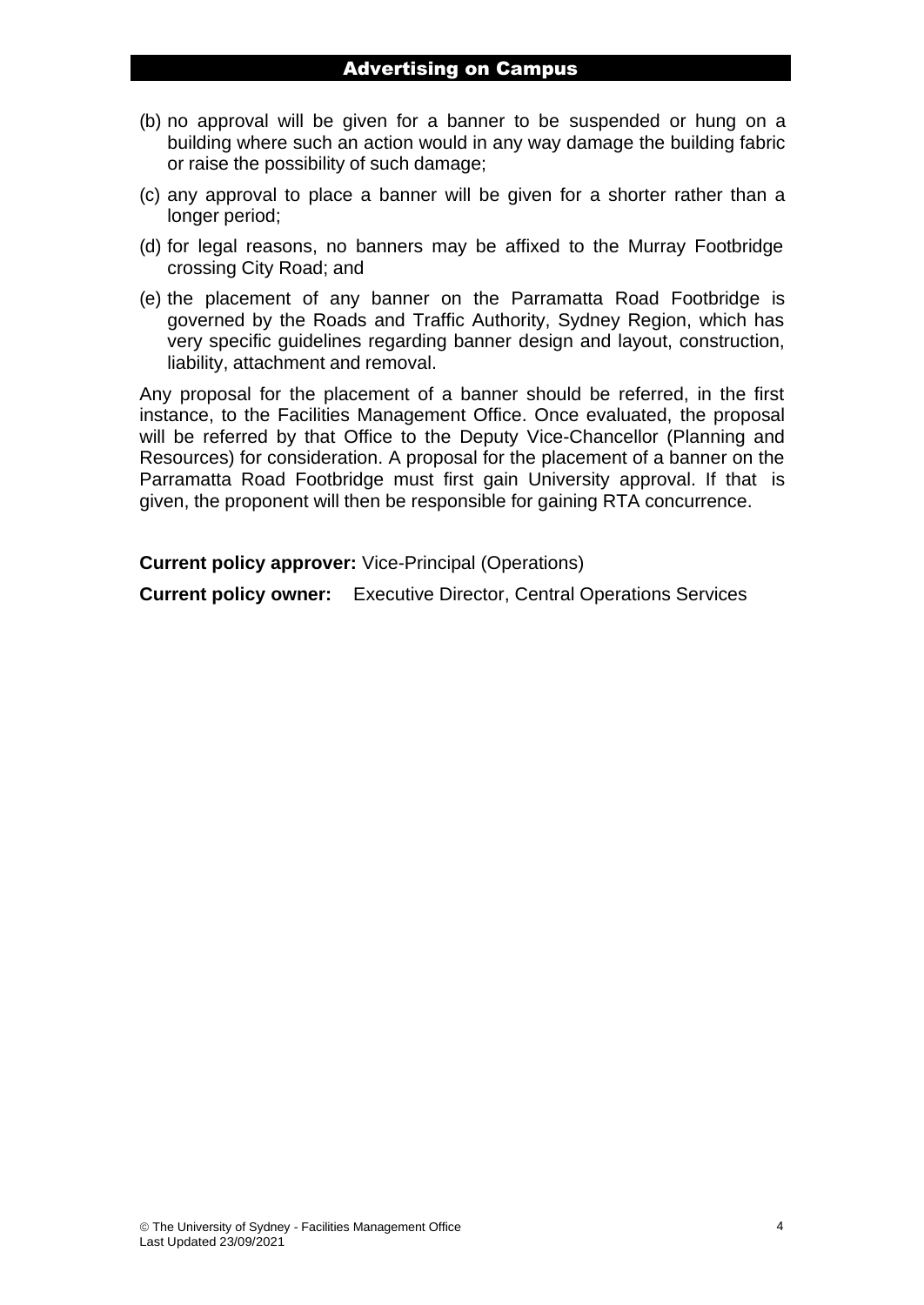(b) no approval will be given for a banner to be suspended or hung on a building where such an action would in any way damage the building fabric or raise the possibility of such damage;

(c) any approval to place a banner will be given for a shorter rather than a longer period;

(d) for legal reasons, no banners may be affixed to the Murray Footbridge crossing City Road; and

(e) the placement of any banner on the Parramatta Road Footbridge is governed by the Roads and Traffic Authority, Sydney Region, which has very specific guidelines regarding banner design and layout, construction, liability, attachment and removal.

Any proposal for the placement of a banner should be referred, in the first instance, to the Facilities Management Office. Once evaluated, the proposal will be referred by that Office to the Deputy Vice-Chancellor (Planning and Resources) for consideration. A proposal for the placement of a banner on the Parramatta Road Footbridge must first gain University approval. If that is given, the proponent will then be responsible for gaining RTA concurrence.

**Current policy approver:** Vice-Principal (Operations)

**Current policy owner:** Executive Director, Central Operations Services